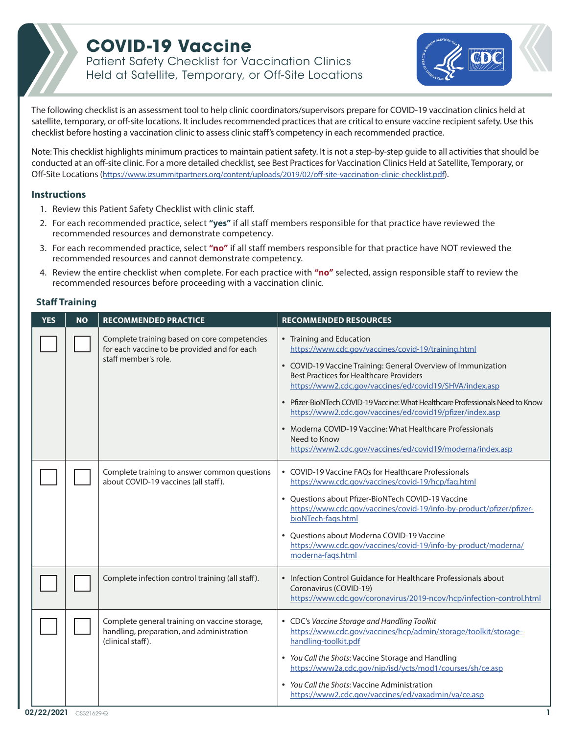# COVID-19 Vaccine

## Patient Safety Checklist for Vaccination Clinics Held at Satellite, Temporary, or Off-Site Locations

The following checklist is an assessment tool to help clinic coordinators/supervisors prepare for COVID-19 vaccination clinics held at satellite, temporary, or off-site locations. It includes recommended practices that are critical to ensure vaccine recipient safety. Use this checklist before hosting a vaccination clinic to assess clinic staff's competency in each recommended practice.

Note: This checklist highlights minimum practices to maintain patient safety. It is not a step-by-step guide to all activities that should be conducted at an off-site clinic. For a more detailed checklist, see Best Practices for Vaccination Clinics Held at Satellite, Temporary, or Off-Site Locations (https://www.izsummitpartners.org/content/uploads/2019/02/off-site-vaccination-clinic-checklist.pdf).

### Instructions

1. Review this Patient Safety Checklist with clinic staff.
2. For each recommended practice, select **"yes"** if all staff members responsible for that practice have reviewed the recommended resources and demonstrate competency.
3. For each recommended practice, select **"no"** if all staff members responsible for that practice have NOT reviewed the recommended resources and cannot demonstrate competency.
4. Review the entire checklist when complete. For each practice with **"no"** selected, assign responsible staff to review the recommended resources before proceeding with a vaccination clinic.

### Staff Training

| YES | NO | RECOMMENDED PRACTICE | RECOMMENDED RESOURCES |
|---|---|---|---|
| ☐ | ☐ | Complete training based on core competencies for each vaccine to be provided and for each staff member's role. | • Training and Education https://www.cdc.gov/vaccines/covid-19/training.html<br>• COVID-19 Vaccine Training: General Overview of Immunization Best Practices for Healthcare Providers https://www2.cdc.gov/vaccines/ed/covid19/SHVA/index.asp<br>• Pfizer-BioNTech COVID-19 Vaccine: What Healthcare Professionals Need to Know https://www2.cdc.gov/vaccines/ed/covid19/pfizer/index.asp<br>• Moderna COVID-19 Vaccine: What Healthcare Professionals Need to Know https://www2.cdc.gov/vaccines/ed/covid19/moderna/index.asp |
| ☐ | ☐ | Complete training to answer common questions about COVID-19 vaccines (all staff). | • COVID-19 Vaccine FAQs for Healthcare Professionals https://www.cdc.gov/vaccines/covid-19/hcp/faq.html<br>• Questions about Pfizer-BioNTech COVID-19 Vaccine https://www.cdc.gov/vaccines/covid-19/info-by-product/pfizer/pfizer-bioNTech-faqs.html<br>• Questions about Moderna COVID-19 Vaccine https://www.cdc.gov/vaccines/covid-19/info-by-product/moderna/moderna-faqs.html |
| ☐ | ☐ | Complete infection control training (all staff). | • Infection Control Guidance for Healthcare Professionals about Coronavirus (COVID-19) https://www.cdc.gov/coronavirus/2019-ncov/hcp/infection-control.html |
| ☐ | ☐ | Complete general training on vaccine storage, handling, preparation, and administration (clinical staff). | • CDC's *Vaccine Storage and Handling Toolkit* https://www.cdc.gov/vaccines/hcp/admin/storage/toolkit/storage-handling-toolkit.pdf<br>• *You Call the Shots*: Vaccine Storage and Handling https://www2a.cdc.gov/nip/isd/ycts/mod1/courses/sh/ce.asp<br>• *You Call the Shots*: Vaccine Administration https://www2.cdc.gov/vaccines/ed/vaxadmin/va/ce.asp |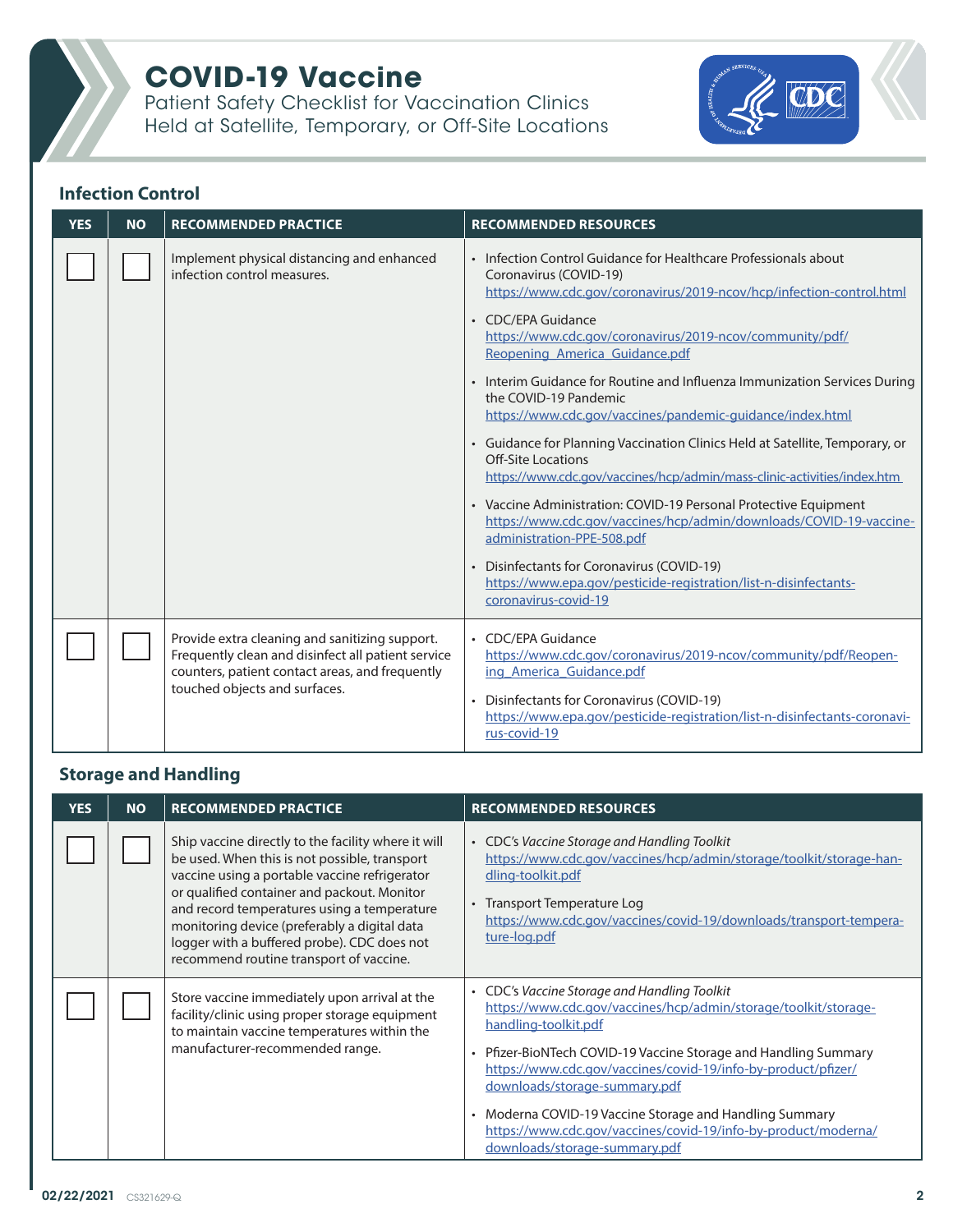# COVID-19 Vaccine

Patient Safety Checklist for Vaccination Clinics Held at Satellite, Temporary, or Off-Site Locations

## Infection Control

| YES | NO | RECOMMENDED PRACTICE | RECOMMENDED RESOURCES |
|---|---|---|---|
| ☐ | ☐ | Implement physical distancing and enhanced infection control measures. | • Infection Control Guidance for Healthcare Professionals about Coronavirus (COVID-19) https://www.cdc.gov/coronavirus/2019-ncov/hcp/infection-control.html<br>• CDC/EPA Guidance https://www.cdc.gov/coronavirus/2019-ncov/community/pdf/Reopening_America_Guidance.pdf<br>• Interim Guidance for Routine and Influenza Immunization Services During the COVID-19 Pandemic https://www.cdc.gov/vaccines/pandemic-guidance/index.html<br>• Guidance for Planning Vaccination Clinics Held at Satellite, Temporary, or Off-Site Locations https://www.cdc.gov/vaccines/hcp/admin/mass-clinic-activities/index.htm<br>• Vaccine Administration: COVID-19 Personal Protective Equipment https://www.cdc.gov/vaccines/hcp/admin/downloads/COVID-19-vaccine-administration-PPE-508.pdf<br>• Disinfectants for Coronavirus (COVID-19) https://www.epa.gov/pesticide-registration/list-n-disinfectants-coronavirus-covid-19 |
| ☐ | ☐ | Provide extra cleaning and sanitizing support. Frequently clean and disinfect all patient service counters, patient contact areas, and frequently touched objects and surfaces. | • CDC/EPA Guidance https://www.cdc.gov/coronavirus/2019-ncov/community/pdf/Reopening_America_Guidance.pdf<br>• Disinfectants for Coronavirus (COVID-19) https://www.epa.gov/pesticide-registration/list-n-disinfectants-coronavirus-covid-19 |

## Storage and Handling

| YES | NO | RECOMMENDED PRACTICE | RECOMMENDED RESOURCES |
|---|---|---|---|
| ☐ | ☐ | Ship vaccine directly to the facility where it will be used. When this is not possible, transport vaccine using a portable vaccine refrigerator or qualified container and packout. Monitor and record temperatures using a temperature monitoring device (preferably a digital data logger with a buffered probe). CDC does not recommend routine transport of vaccine. | • CDC's *Vaccine Storage and Handling Toolkit* https://www.cdc.gov/vaccines/hcp/admin/storage/toolkit/storage-handling-toolkit.pdf<br>• Transport Temperature Log https://www.cdc.gov/vaccines/covid-19/downloads/transport-temperature-log.pdf |
| ☐ | ☐ | Store vaccine immediately upon arrival at the facility/clinic using proper storage equipment to maintain vaccine temperatures within the manufacturer-recommended range. | • CDC's *Vaccine Storage and Handling Toolkit* https://www.cdc.gov/vaccines/hcp/admin/storage/toolkit/storage-handling-toolkit.pdf<br>• Pfizer-BioNTech COVID-19 Vaccine Storage and Handling Summary https://www.cdc.gov/vaccines/covid-19/info-by-product/pfizer/downloads/storage-summary.pdf<br>• Moderna COVID-19 Vaccine Storage and Handling Summary https://www.cdc.gov/vaccines/covid-19/info-by-product/moderna/downloads/storage-summary.pdf |

02/22/2021 CS321629-Q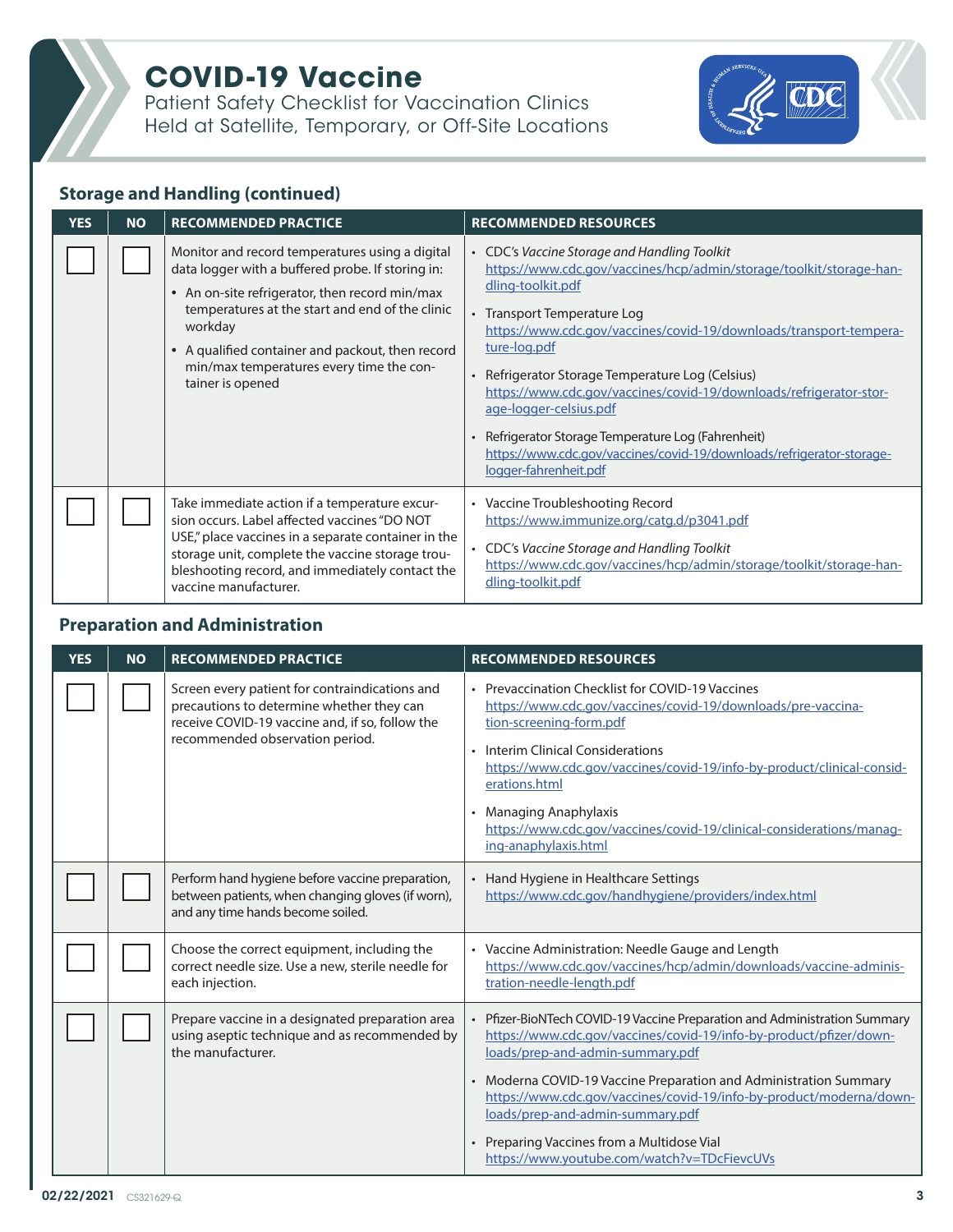# COVID-19 Vaccine

Patient Safety Checklist for Vaccination Clinics Held at Satellite, Temporary, or Off-Site Locations

## Storage and Handling (continued)

| YES | NO | RECOMMENDED PRACTICE | RECOMMENDED RESOURCES |
|---|---|---|---|
| ☐ | ☐ | Monitor and record temperatures using a digital data logger with a buffered probe. If storing in: <br>• An on-site refrigerator, then record min/max temperatures at the start and end of the clinic workday <br>• A qualified container and packout, then record min/max temperatures every time the container is opened | • CDC's *Vaccine Storage and Handling Toolkit* https://www.cdc.gov/vaccines/hcp/admin/storage/toolkit/storage-handling-toolkit.pdf <br>• Transport Temperature Log https://www.cdc.gov/vaccines/covid-19/downloads/transport-temperature-log.pdf <br>• Refrigerator Storage Temperature Log (Celsius) https://www.cdc.gov/vaccines/covid-19/downloads/refrigerator-storage-logger-celsius.pdf <br>• Refrigerator Storage Temperature Log (Fahrenheit) https://www.cdc.gov/vaccines/covid-19/downloads/refrigerator-storage-logger-fahrenheit.pdf |
| ☐ | ☐ | Take immediate action if a temperature excursion occurs. Label affected vaccines "DO NOT USE," place vaccines in a separate container in the storage unit, complete the vaccine storage troubleshooting record, and immediately contact the vaccine manufacturer. | • Vaccine Troubleshooting Record https://www.immunize.org/catg.d/p3041.pdf <br>• CDC's *Vaccine Storage and Handling Toolkit* https://www.cdc.gov/vaccines/hcp/admin/storage/toolkit/storage-handling-toolkit.pdf |

## Preparation and Administration

| YES | NO | RECOMMENDED PRACTICE | RECOMMENDED RESOURCES |
|---|---|---|---|
| ☐ | ☐ | Screen every patient for contraindications and precautions to determine whether they can receive COVID-19 vaccine and, if so, follow the recommended observation period. | • Prevaccination Checklist for COVID-19 Vaccines https://www.cdc.gov/vaccines/covid-19/downloads/pre-vaccination-screening-form.pdf <br>• Interim Clinical Considerations https://www.cdc.gov/vaccines/covid-19/info-by-product/clinical-considerations.html <br>• Managing Anaphylaxis https://www.cdc.gov/vaccines/covid-19/clinical-considerations/managing-anaphylaxis.html |
| ☐ | ☐ | Perform hand hygiene before vaccine preparation, between patients, when changing gloves (if worn), and any time hands become soiled. | • Hand Hygiene in Healthcare Settings https://www.cdc.gov/handhygiene/providers/index.html |
| ☐ | ☐ | Choose the correct equipment, including the correct needle size. Use a new, sterile needle for each injection. | • Vaccine Administration: Needle Gauge and Length https://www.cdc.gov/vaccines/hcp/admin/downloads/vaccine-administration-needle-length.pdf |
| ☐ | ☐ | Prepare vaccine in a designated preparation area using aseptic technique and as recommended by the manufacturer. | • Pfizer-BioNTech COVID-19 Vaccine Preparation and Administration Summary https://www.cdc.gov/vaccines/covid-19/info-by-product/pfizer/downloads/prep-and-admin-summary.pdf <br>• Moderna COVID-19 Vaccine Preparation and Administration Summary https://www.cdc.gov/vaccines/covid-19/info-by-product/moderna/downloads/prep-and-admin-summary.pdf <br>• Preparing Vaccines from a Multidose Vial https://www.youtube.com/watch?v=TDcFievcUVs |

02/22/2021 CS321629-Q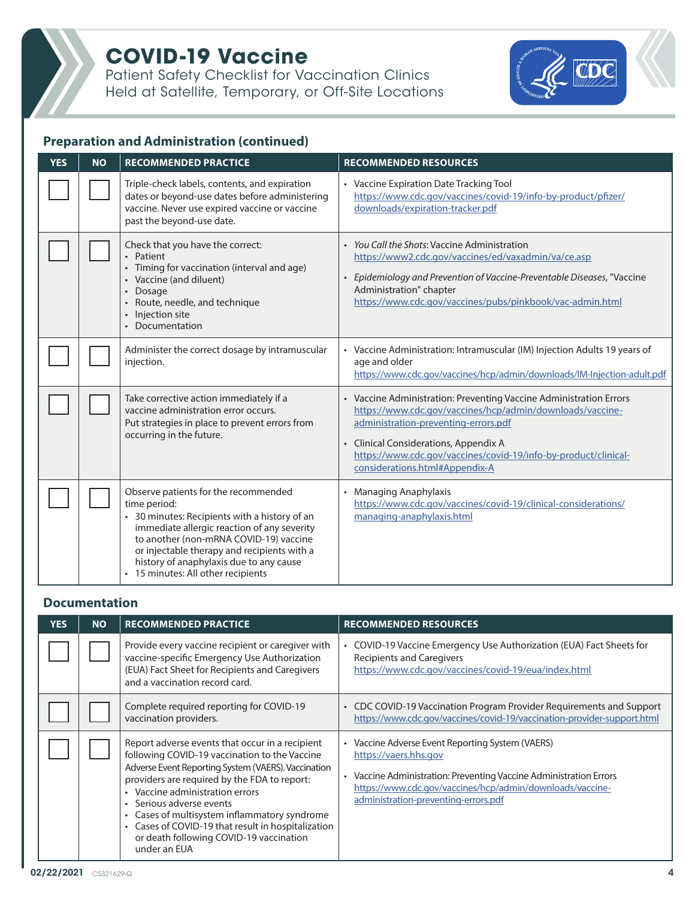# COVID-19 Vaccine

Patient Safety Checklist for Vaccination Clinics Held at Satellite, Temporary, or Off-Site Locations

## Preparation and Administration (continued)

| YES | NO | RECOMMENDED PRACTICE | RECOMMENDED RESOURCES |
| --- | --- | --- | --- |
| ☐ | ☐ | Triple-check labels, contents, and expiration dates or beyond-use dates before administering vaccine. Never use expired vaccine or vaccine past the beyond-use date. | • Vaccine Expiration Date Tracking Tool https://www.cdc.gov/vaccines/covid-19/info-by-product/pfizer/downloads/expiration-tracker.pdf |
| ☐ | ☐ | Check that you have the correct:<br>• Patient<br>• Timing for vaccination (interval and age)<br>• Vaccine (and diluent)<br>• Dosage<br>• Route, needle, and technique<br>• Injection site<br>• Documentation | • *You Call the Shots*: Vaccine Administration https://www2.cdc.gov/vaccines/ed/vaxadmin/va/ce.asp<br>• *Epidemiology and Prevention of Vaccine-Preventable Diseases*, "Vaccine Administration" chapter https://www.cdc.gov/vaccines/pubs/pinkbook/vac-admin.html |
| ☐ | ☐ | Administer the correct dosage by intramuscular injection. | • Vaccine Administration: Intramuscular (IM) Injection Adults 19 years of age and older https://www.cdc.gov/vaccines/hcp/admin/downloads/IM-Injection-adult.pdf |
| ☐ | ☐ | Take corrective action immediately if a vaccine administration error occurs. Put strategies in place to prevent errors from occurring in the future. | • Vaccine Administration: Preventing Vaccine Administration Errors https://www.cdc.gov/vaccines/hcp/admin/downloads/vaccine-administration-preventing-errors.pdf<br>• Clinical Considerations, Appendix A https://www.cdc.gov/vaccines/covid-19/info-by-product/clinical-considerations.html#Appendix-A |
| ☐ | ☐ | Observe patients for the recommended time period:<br>• 30 minutes: Recipients with a history of an immediate allergic reaction of any severity to another (non-mRNA COVID-19) vaccine or injectable therapy and recipients with a history of anaphylaxis due to any cause<br>• 15 minutes: All other recipients | • Managing Anaphylaxis https://www.cdc.gov/vaccines/covid-19/clinical-considerations/managing-anaphylaxis.html |

## Documentation

| YES | NO | RECOMMENDED PRACTICE | RECOMMENDED RESOURCES |
| --- | --- | --- | --- |
| ☐ | ☐ | Provide every vaccine recipient or caregiver with vaccine-specific Emergency Use Authorization (EUA) Fact Sheet for Recipients and Caregivers and a vaccination record card. | • COVID-19 Vaccine Emergency Use Authorization (EUA) Fact Sheets for Recipients and Caregivers https://www.cdc.gov/vaccines/covid-19/eua/index.html |
| ☐ | ☐ | Complete required reporting for COVID-19 vaccination providers. | • CDC COVID-19 Vaccination Program Provider Requirements and Support https://www.cdc.gov/vaccines/covid-19/vaccination-provider-support.html |
| ☐ | ☐ | Report adverse events that occur in a recipient following COVID-19 vaccination to the Vaccine Adverse Event Reporting System (VAERS). Vaccination providers are required by the FDA to report:<br>• Vaccine administration errors<br>• Serious adverse events<br>• Cases of multisystem inflammatory syndrome<br>• Cases of COVID-19 that result in hospitalization or death following COVID-19 vaccination under an EUA | • Vaccine Adverse Event Reporting System (VAERS) https://vaers.hhs.gov<br>• Vaccine Administration: Preventing Vaccine Administration Errors https://www.cdc.gov/vaccines/hcp/admin/downloads/vaccine-administration-preventing-errors.pdf |

02/22/2021 CS321629-Q